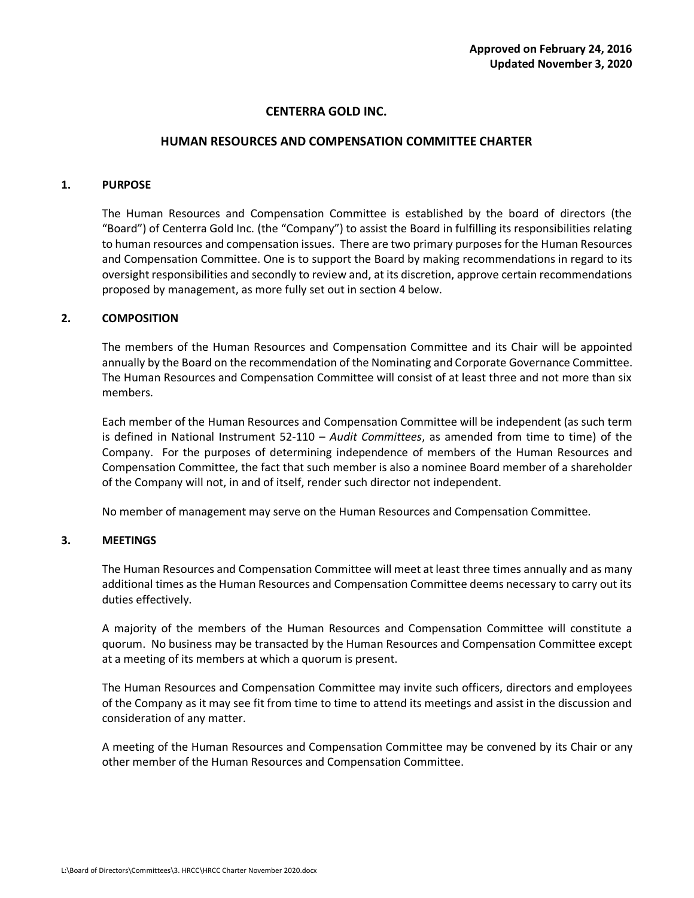**Approved on February 24, 2016**
**Updated November 3, 2020**

# CENTERRA GOLD INC.

## HUMAN RESOURCES AND COMPENSATION COMMITTEE CHARTER

### 1. PURPOSE

The Human Resources and Compensation Committee is established by the board of directors (the "Board") of Centerra Gold Inc. (the "Company") to assist the Board in fulfilling its responsibilities relating to human resources and compensation issues. There are two primary purposes for the Human Resources and Compensation Committee. One is to support the Board by making recommendations in regard to its oversight responsibilities and secondly to review and, at its discretion, approve certain recommendations proposed by management, as more fully set out in section 4 below.

### 2. COMPOSITION

The members of the Human Resources and Compensation Committee and its Chair will be appointed annually by the Board on the recommendation of the Nominating and Corporate Governance Committee. The Human Resources and Compensation Committee will consist of at least three and not more than six members.

Each member of the Human Resources and Compensation Committee will be independent (as such term is defined in National Instrument 52-110 – *Audit Committees*, as amended from time to time) of the Company. For the purposes of determining independence of members of the Human Resources and Compensation Committee, the fact that such member is also a nominee Board member of a shareholder of the Company will not, in and of itself, render such director not independent.

No member of management may serve on the Human Resources and Compensation Committee.

### 3. MEETINGS

The Human Resources and Compensation Committee will meet at least three times annually and as many additional times as the Human Resources and Compensation Committee deems necessary to carry out its duties effectively.

A majority of the members of the Human Resources and Compensation Committee will constitute a quorum. No business may be transacted by the Human Resources and Compensation Committee except at a meeting of its members at which a quorum is present.

The Human Resources and Compensation Committee may invite such officers, directors and employees of the Company as it may see fit from time to time to attend its meetings and assist in the discussion and consideration of any matter.

A meeting of the Human Resources and Compensation Committee may be convened by its Chair or any other member of the Human Resources and Compensation Committee.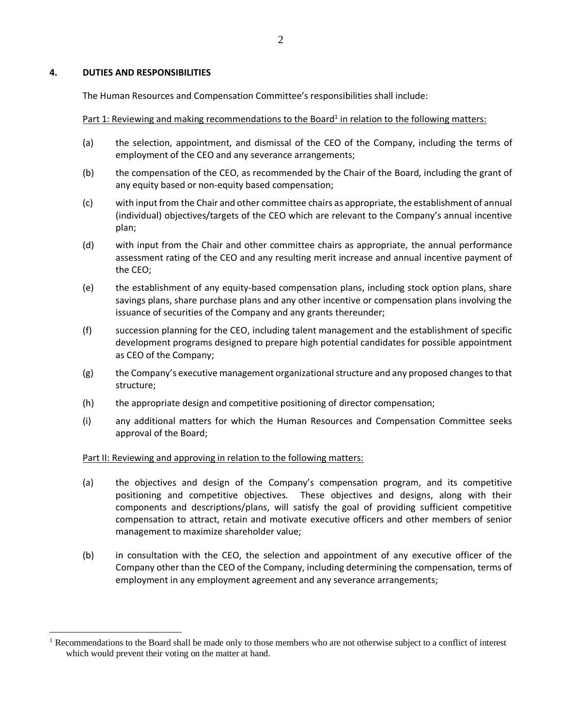## 4. DUTIES AND RESPONSIBILITIES

The Human Resources and Compensation Committee's responsibilities shall include:

Part 1: Reviewing and making recommendations to the Board[1] in relation to the following matters:

(a) the selection, appointment, and dismissal of the CEO of the Company, including the terms of employment of the CEO and any severance arrangements;

(b) the compensation of the CEO, as recommended by the Chair of the Board, including the grant of any equity based or non-equity based compensation;

(c) with input from the Chair and other committee chairs as appropriate, the establishment of annual (individual) objectives/targets of the CEO which are relevant to the Company's annual incentive plan;

(d) with input from the Chair and other committee chairs as appropriate, the annual performance assessment rating of the CEO and any resulting merit increase and annual incentive payment of the CEO;

(e) the establishment of any equity-based compensation plans, including stock option plans, share savings plans, share purchase plans and any other incentive or compensation plans involving the issuance of securities of the Company and any grants thereunder;

(f) succession planning for the CEO, including talent management and the establishment of specific development programs designed to prepare high potential candidates for possible appointment as CEO of the Company;

(g) the Company's executive management organizational structure and any proposed changes to that structure;

(h) the appropriate design and competitive positioning of director compensation;

(i) any additional matters for which the Human Resources and Compensation Committee seeks approval of the Board;

Part II: Reviewing and approving in relation to the following matters:

(a) the objectives and design of the Company's compensation program, and its competitive positioning and competitive objectives. These objectives and designs, along with their components and descriptions/plans, will satisfy the goal of providing sufficient competitive compensation to attract, retain and motivate executive officers and other members of senior management to maximize shareholder value;

(b) in consultation with the CEO, the selection and appointment of any executive officer of the Company other than the CEO of the Company, including determining the compensation, terms of employment in any employment agreement and any severance arrangements;

---

[1] Recommendations to the Board shall be made only to those members who are not otherwise subject to a conflict of interest which would prevent their voting on the matter at hand.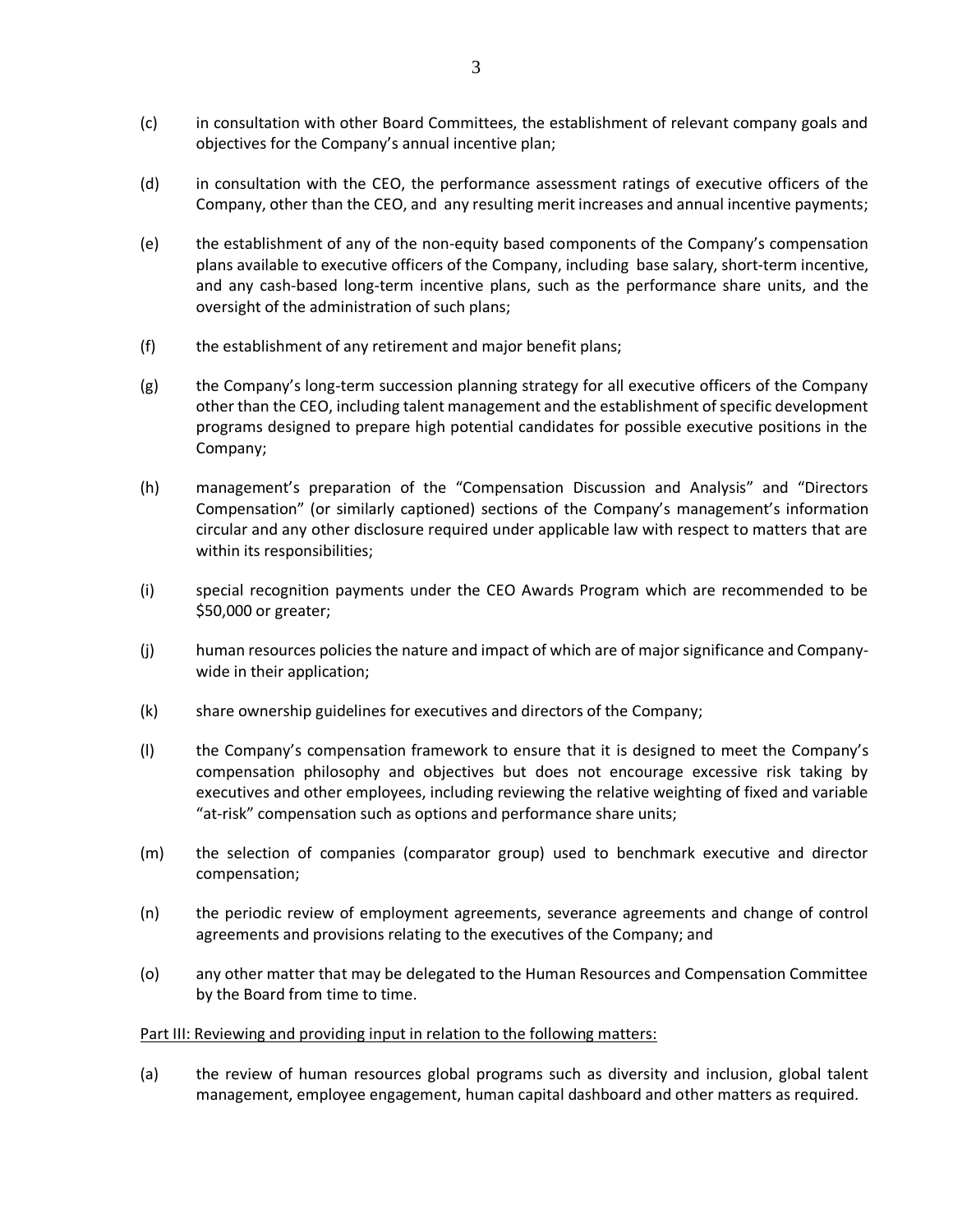(c) in consultation with other Board Committees, the establishment of relevant company goals and objectives for the Company's annual incentive plan;

(d) in consultation with the CEO, the performance assessment ratings of executive officers of the Company, other than the CEO, and any resulting merit increases and annual incentive payments;

(e) the establishment of any of the non-equity based components of the Company's compensation plans available to executive officers of the Company, including base salary, short-term incentive, and any cash-based long-term incentive plans, such as the performance share units, and the oversight of the administration of such plans;

(f) the establishment of any retirement and major benefit plans;

(g) the Company's long-term succession planning strategy for all executive officers of the Company other than the CEO, including talent management and the establishment of specific development programs designed to prepare high potential candidates for possible executive positions in the Company;

(h) management's preparation of the "Compensation Discussion and Analysis" and "Directors Compensation" (or similarly captioned) sections of the Company's management's information circular and any other disclosure required under applicable law with respect to matters that are within its responsibilities;

(i) special recognition payments under the CEO Awards Program which are recommended to be $50,000 or greater;

(j) human resources policies the nature and impact of which are of major significance and Company-wide in their application;

(k) share ownership guidelines for executives and directors of the Company;

(l) the Company's compensation framework to ensure that it is designed to meet the Company's compensation philosophy and objectives but does not encourage excessive risk taking by executives and other employees, including reviewing the relative weighting of fixed and variable "at-risk" compensation such as options and performance share units;

(m) the selection of companies (comparator group) used to benchmark executive and director compensation;

(n) the periodic review of employment agreements, severance agreements and change of control agreements and provisions relating to the executives of the Company; and

(o) any other matter that may be delegated to the Human Resources and Compensation Committee by the Board from time to time.

Part III: Reviewing and providing input in relation to the following matters:

(a) the review of human resources global programs such as diversity and inclusion, global talent management, employee engagement, human capital dashboard and other matters as required.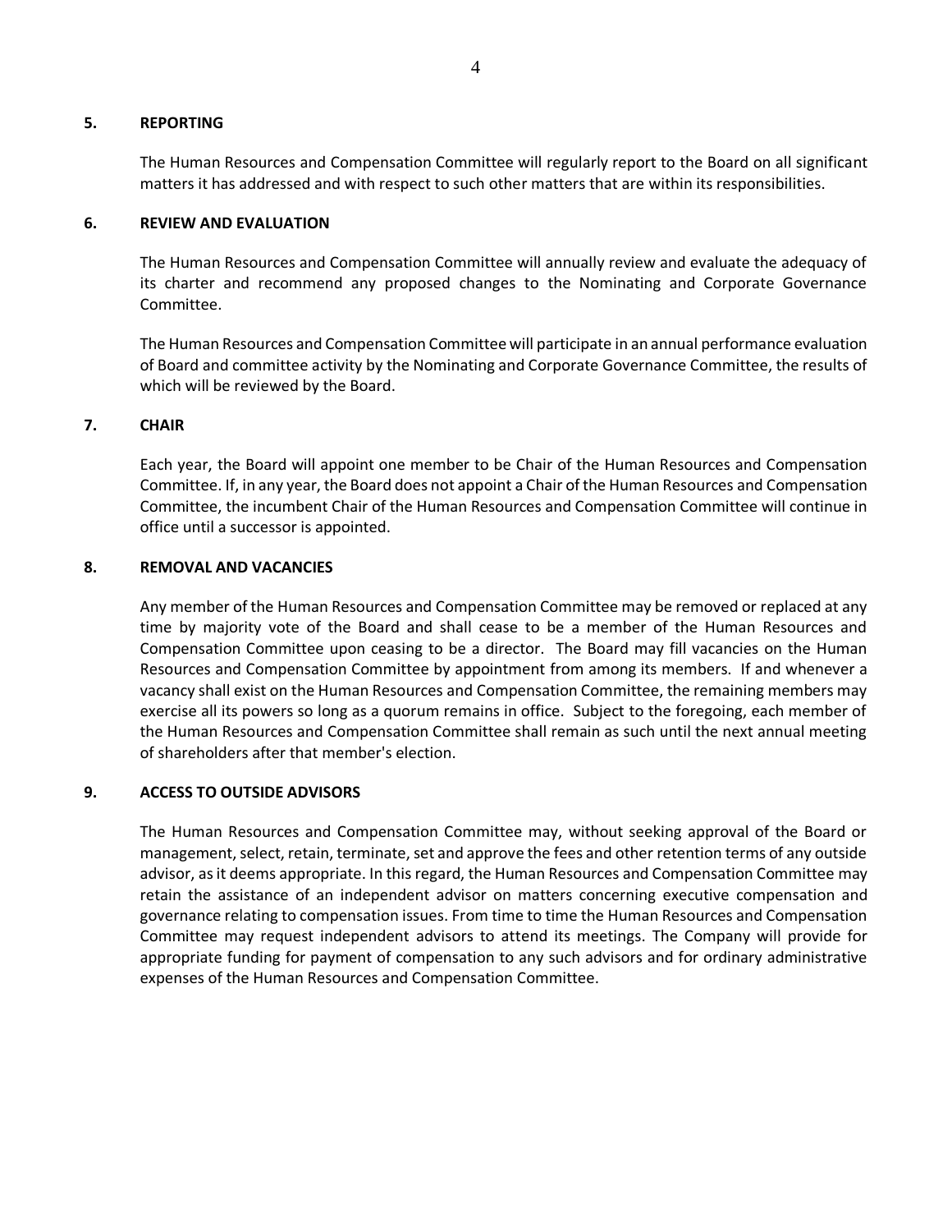## 5. REPORTING

The Human Resources and Compensation Committee will regularly report to the Board on all significant matters it has addressed and with respect to such other matters that are within its responsibilities.

## 6. REVIEW AND EVALUATION

The Human Resources and Compensation Committee will annually review and evaluate the adequacy of its charter and recommend any proposed changes to the Nominating and Corporate Governance Committee.

The Human Resources and Compensation Committee will participate in an annual performance evaluation of Board and committee activity by the Nominating and Corporate Governance Committee, the results of which will be reviewed by the Board.

## 7. CHAIR

Each year, the Board will appoint one member to be Chair of the Human Resources and Compensation Committee. If, in any year, the Board does not appoint a Chair of the Human Resources and Compensation Committee, the incumbent Chair of the Human Resources and Compensation Committee will continue in office until a successor is appointed.

## 8. REMOVAL AND VACANCIES

Any member of the Human Resources and Compensation Committee may be removed or replaced at any time by majority vote of the Board and shall cease to be a member of the Human Resources and Compensation Committee upon ceasing to be a director. The Board may fill vacancies on the Human Resources and Compensation Committee by appointment from among its members. If and whenever a vacancy shall exist on the Human Resources and Compensation Committee, the remaining members may exercise all its powers so long as a quorum remains in office. Subject to the foregoing, each member of the Human Resources and Compensation Committee shall remain as such until the next annual meeting of shareholders after that member's election.

## 9. ACCESS TO OUTSIDE ADVISORS

The Human Resources and Compensation Committee may, without seeking approval of the Board or management, select, retain, terminate, set and approve the fees and other retention terms of any outside advisor, as it deems appropriate. In this regard, the Human Resources and Compensation Committee may retain the assistance of an independent advisor on matters concerning executive compensation and governance relating to compensation issues. From time to time the Human Resources and Compensation Committee may request independent advisors to attend its meetings. The Company will provide for appropriate funding for payment of compensation to any such advisors and for ordinary administrative expenses of the Human Resources and Compensation Committee.